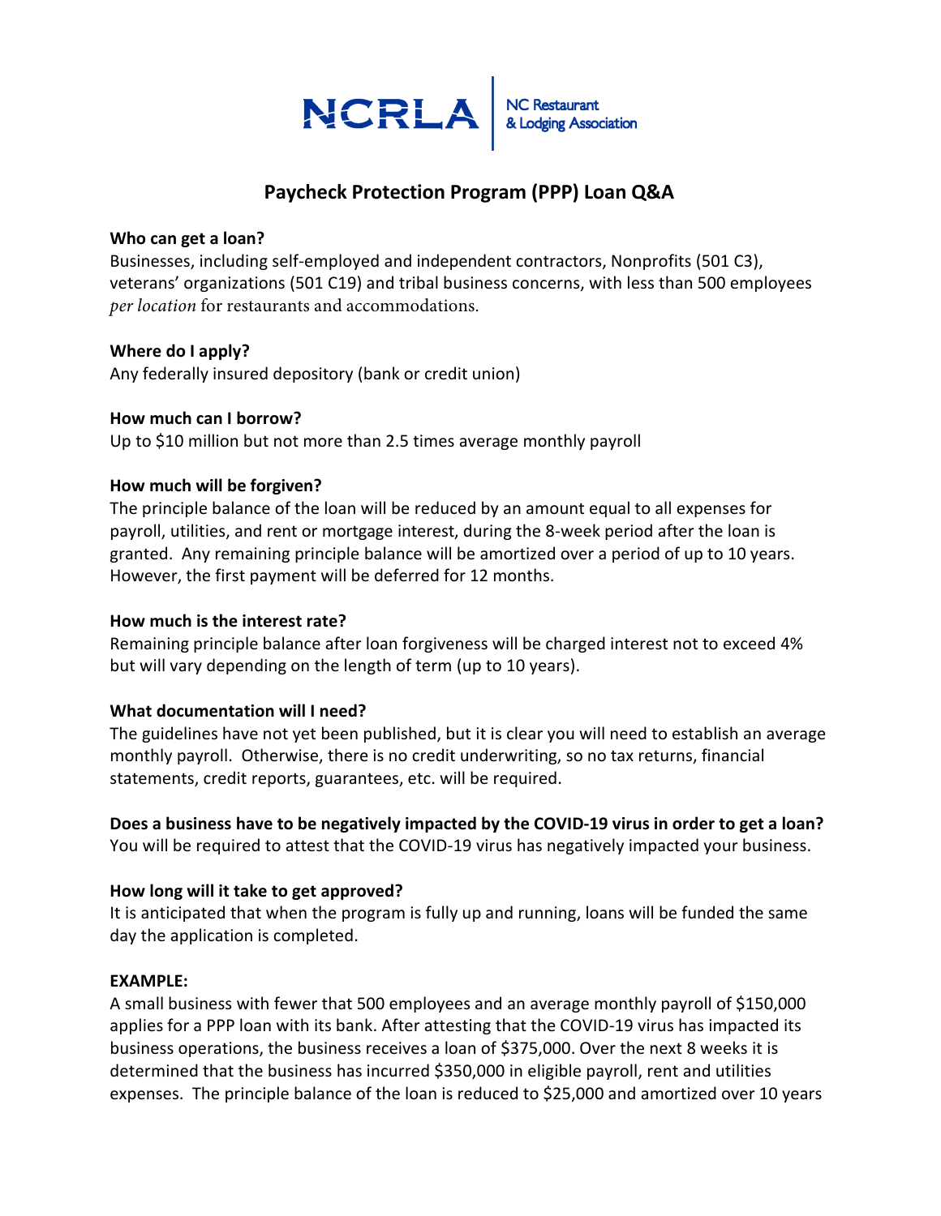NCRLA | NC Restaurant & Lodging Association

# Paycheck Protection Program (PPP) Loan Q&A

**Who can get a loan?**
Businesses, including self-employed and independent contractors, Nonprofits (501 C3), veterans' organizations (501 C19) and tribal business concerns, with less than 500 employees *per location* for restaurants and accommodations.

**Where do I apply?**
Any federally insured depository (bank or credit union)

**How much can I borrow?**
Up to $10 million but not more than 2.5 times average monthly payroll

**How much will be forgiven?**
The principle balance of the loan will be reduced by an amount equal to all expenses for payroll, utilities, and rent or mortgage interest, during the 8-week period after the loan is granted. Any remaining principle balance will be amortized over a period of up to 10 years. However, the first payment will be deferred for 12 months.

**How much is the interest rate?**
Remaining principle balance after loan forgiveness will be charged interest not to exceed 4% but will vary depending on the length of term (up to 10 years).

**What documentation will I need?**
The guidelines have not yet been published, but it is clear you will need to establish an average monthly payroll. Otherwise, there is no credit underwriting, so no tax returns, financial statements, credit reports, guarantees, etc. will be required.

**Does a business have to be negatively impacted by the COVID-19 virus in order to get a loan?**
You will be required to attest that the COVID-19 virus has negatively impacted your business.

**How long will it take to get approved?**
It is anticipated that when the program is fully up and running, loans will be funded the same day the application is completed.

**EXAMPLE:**
A small business with fewer that 500 employees and an average monthly payroll of $150,000 applies for a PPP loan with its bank. After attesting that the COVID-19 virus has impacted its business operations, the business receives a loan of $375,000. Over the next 8 weeks it is determined that the business has incurred $350,000 in eligible payroll, rent and utilities expenses. The principle balance of the loan is reduced to $25,000 and amortized over 10 years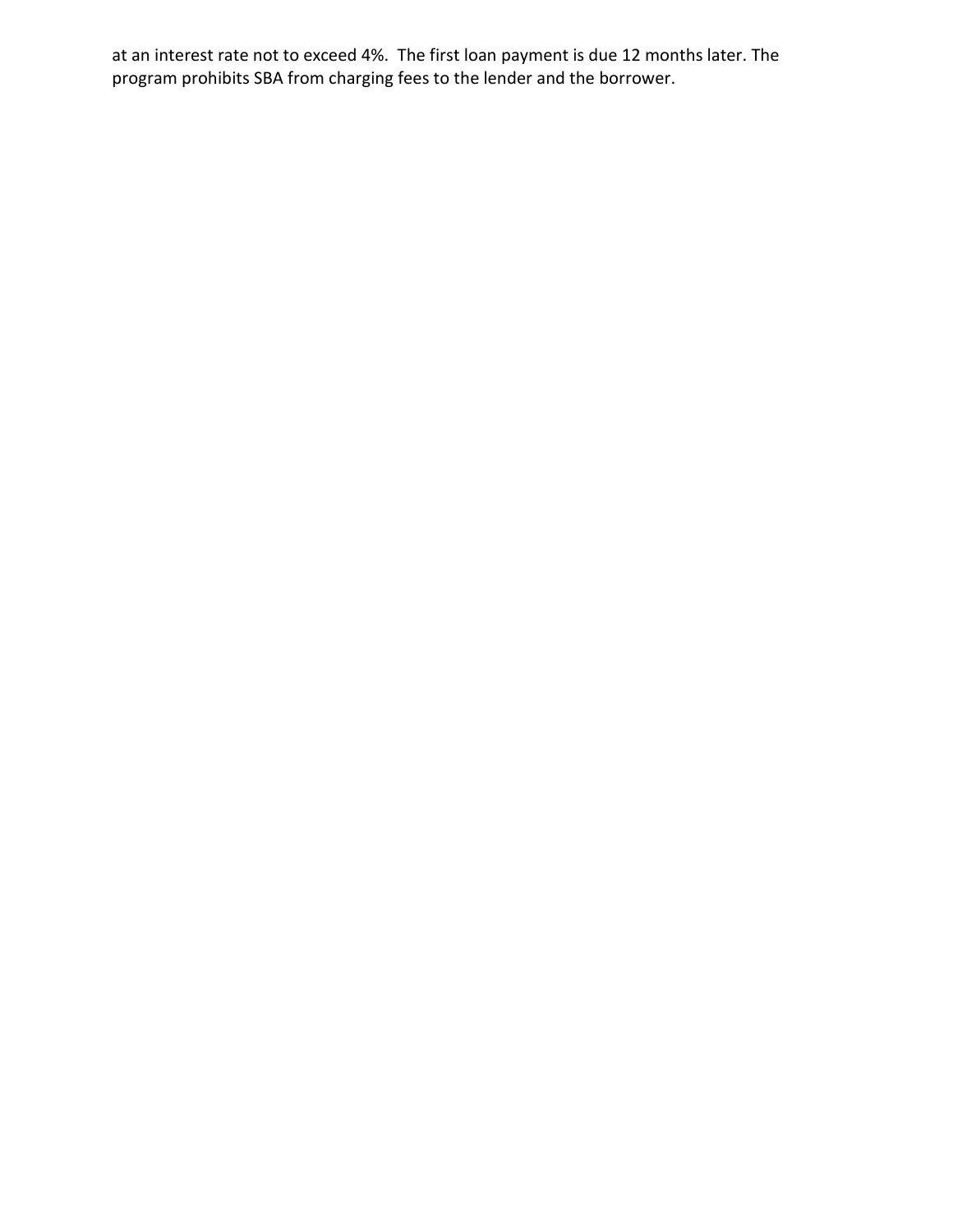at an interest rate not to exceed 4%. The first loan payment is due 12 months later. The program prohibits SBA from charging fees to the lender and the borrower.